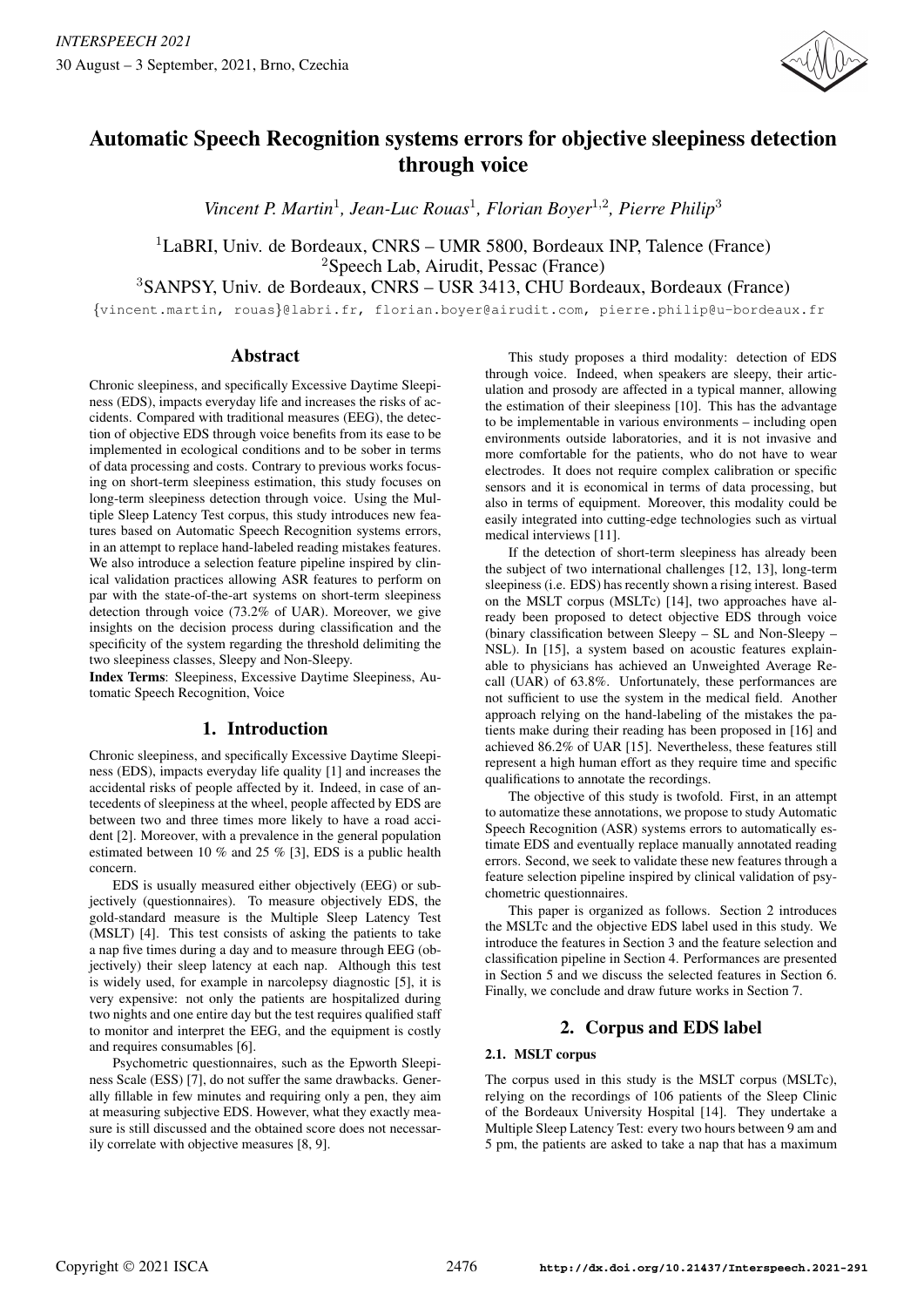# Automatic Speech Recognition systems errors for objective sleepiness detection through voice

*Vincent P. Martin*[1], *Jean-Luc Rouas*[1], *Florian Boyer*[1,2], *Pierre Philip*[3]

[1]LaBRI, Univ. de Bordeaux, CNRS – UMR 5800, Bordeaux INP, Talence (France)
[2]Speech Lab, Airudit, Pessac (France)
[3]SANPSY, Univ. de Bordeaux, CNRS – USR 3413, CHU Bordeaux, Bordeaux (France)

{vincent.martin, rouas}@labri.fr, florian.boyer@airudit.com, pierre.philip@u-bordeaux.fr

## Abstract

Chronic sleepiness, and specifically Excessive Daytime Sleepiness (EDS), impacts everyday life and increases the risks of accidents. Compared with traditional measures (EEG), the detection of objective EDS through voice benefits from its ease to be implemented in ecological conditions and to be sober in terms of data processing and costs. Contrary to previous works focusing on short-term sleepiness estimation, this study focuses on long-term sleepiness detection through voice. Using the Multiple Sleep Latency Test corpus, this study introduces new features based on Automatic Speech Recognition systems errors, in an attempt to replace hand-labeled reading mistakes features. We also introduce a selection feature pipeline inspired by clinical validation practices allowing ASR features to perform on par with the state-of-the-art systems on short-term sleepiness detection through voice (73.2% of UAR). Moreover, we give insights on the decision process during classification and the specificity of the system regarding the threshold delimiting the two sleepiness classes, Sleepy and Non-Sleepy.

**Index Terms**: Sleepiness, Excessive Daytime Sleepiness, Automatic Speech Recognition, Voice

## 1. Introduction

Chronic sleepiness, and specifically Excessive Daytime Sleepiness (EDS), impacts everyday life quality [1] and increases the accidental risks of people affected by it. Indeed, in case of antecedents of sleepiness at the wheel, people affected by EDS are between two and three times more likely to have a road accident [2]. Moreover, with a prevalence in the general population estimated between 10 % and 25 % [3], EDS is a public health concern.

EDS is usually measured either objectively (EEG) or subjectively (questionnaires). To measure objectively EDS, the gold-standard measure is the Multiple Sleep Latency Test (MSLT) [4]. This test consists of asking the patients to take a nap five times during a day and to measure through EEG (objectively) their sleep latency at each nap. Although this test is widely used, for example in narcolepsy diagnostic [5], it is very expensive: not only the patients are hospitalized during two nights and one entire day but the test requires qualified staff to monitor and interpret the EEG, and the equipment is costly and requires consumables [6].

Psychometric questionnaires, such as the Epworth Sleepiness Scale (ESS) [7], do not suffer the same drawbacks. Generally fillable in few minutes and requiring only a pen, they aim at measuring subjective EDS. However, what they exactly measure is still discussed and the obtained score does not necessarily correlate with objective measures [8, 9].

This study proposes a third modality: detection of EDS through voice. Indeed, when speakers are sleepy, their articulation and prosody are affected in a typical manner, allowing the estimation of their sleepiness [10]. This has the advantage to be implementable in various environments – including open environments outside laboratories, and it is not invasive and more comfortable for the patients, who do not have to wear electrodes. It does not require complex calibration or specific sensors and it is economical in terms of data processing, but also in terms of equipment. Moreover, this modality could be easily integrated into cutting-edge technologies such as virtual medical interviews [11].

If the detection of short-term sleepiness has already been the subject of two international challenges [12, 13], long-term sleepiness (i.e. EDS) has recently shown a rising interest. Based on the MSLT corpus (MSLTc) [14], two approaches have already been proposed to detect objective EDS through voice (binary classification between Sleepy – SL and Non-Sleepy – NSL). In [15], a system based on acoustic features explainable to physicians has achieved an Unweighted Average Recall (UAR) of 63.8%. Unfortunately, these performances are not sufficient to use the system in the medical field. Another approach relying on the hand-labeling of the mistakes the patients make during their reading has been proposed in [16] and achieved 86.2% of UAR [15]. Nevertheless, these features still represent a high human effort as they require time and specific qualifications to annotate the recordings.

The objective of this study is twofold. First, in an attempt to automatize these annotations, we propose to study Automatic Speech Recognition (ASR) systems errors to automatically estimate EDS and eventually replace manually annotated reading errors. Second, we seek to validate these new features through a feature selection pipeline inspired by clinical validation of psychometric questionnaires.

This paper is organized as follows. Section 2 introduces the MSLTc and the objective EDS label used in this study. We introduce the features in Section 3 and the feature selection and classification pipeline in Section 4. Performances are presented in Section 5 and we discuss the selected features in Section 6. Finally, we conclude and draw future works in Section 7.

## 2. Corpus and EDS label

### 2.1. MSLT corpus

The corpus used in this study is the MSLT corpus (MSLTc), relying on the recordings of 106 patients of the Sleep Clinic of the Bordeaux University Hospital [14]. They undertake a Multiple Sleep Latency Test: every two hours between 9 am and 5 pm, the patients are asked to take a nap that has a maximum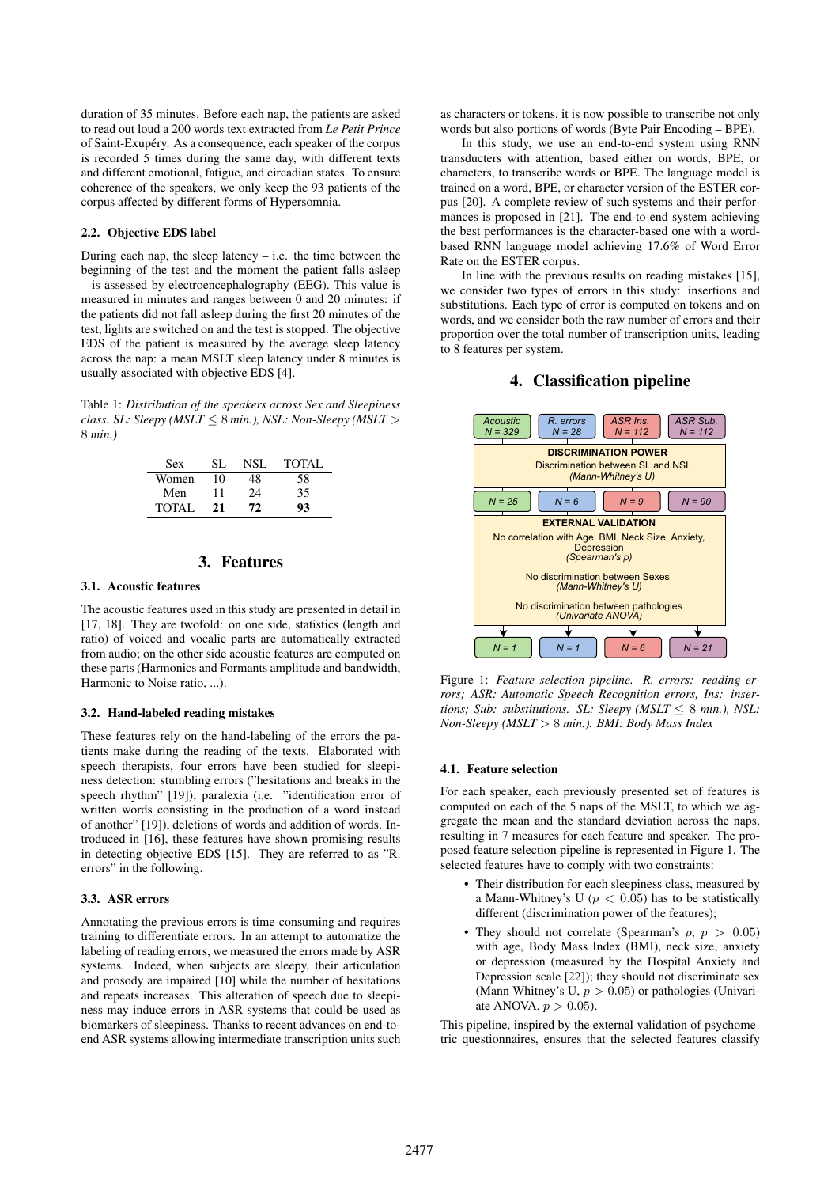duration of 35 minutes. Before each nap, the patients are asked to read out loud a 200 words text extracted from *Le Petit Prince* of Saint-Exupéry. As a consequence, each speaker of the corpus is recorded 5 times during the same day, with different texts and different emotional, fatigue, and circadian states. To ensure coherence of the speakers, we only keep the 93 patients of the corpus affected by different forms of Hypersomnia.

### 2.2. Objective EDS label

During each nap, the sleep latency – i.e. the time between the beginning of the test and the moment the patient falls asleep – is assessed by electroencephalography (EEG). This value is measured in minutes and ranges between 0 and 20 minutes: if the patients did not fall asleep during the first 20 minutes of the test, lights are switched on and the test is stopped. The objective EDS of the patient is measured by the average sleep latency across the nap: a mean MSLT sleep latency under 8 minutes is usually associated with objective EDS [4].

Table 1: *Distribution of the speakers across Sex and Sleepiness class. SL: Sleepy (MSLT $\leq 8$ min.), NSL: Non-Sleepy (MSLT $> 8$ min.)*

| Sex | SL | NSL | TOTAL |
|---|---|---|---|
| Women | 10 | 48 | 58 |
| Men | 11 | 24 | 35 |
| TOTAL | **21** | **72** | **93** |

## 3. Features

### 3.1. Acoustic features

The acoustic features used in this study are presented in detail in [17, 18]. They are twofold: on one side, statistics (length and ratio) of voiced and vocalic parts are automatically extracted from audio; on the other side acoustic features are computed on these parts (Harmonics and Formants amplitude and bandwidth, Harmonic to Noise ratio, ...).

### 3.2. Hand-labeled reading mistakes

These features rely on the hand-labeling of the errors the patients make during the reading of the texts. Elaborated with speech therapists, four errors have been studied for sleepiness detection: stumbling errors ("hesitations and breaks in the speech rhythm" [19]), paralexia (i.e. "identification error of written words consisting in the production of a word instead of another" [19]), deletions of words and addition of words. Introduced in [16], these features have shown promising results in detecting objective EDS [15]. They are referred to as "R. errors" in the following.

### 3.3. ASR errors

Annotating the previous errors is time-consuming and requires training to differentiate errors. In an attempt to automatize the labeling of reading errors, we measured the errors made by ASR systems. Indeed, when subjects are sleepy, their articulation and prosody are impaired [10] while the number of hesitations and repeats increases. This alteration of speech due to sleepiness may induce errors in ASR systems that could be used as biomarkers of sleepiness. Thanks to recent advances on end-to-end ASR systems allowing intermediate transcription units such as characters or tokens, it is now possible to transcribe not only words but also portions of words (Byte Pair Encoding – BPE).

In this study, we use an end-to-end system using RNN transducters with attention, based either on words, BPE, or characters, to transcribe words or BPE. The language model is trained on a word, BPE, or character version of the ESTER corpus [20]. A complete review of such systems and their performances is proposed in [21]. The end-to-end system achieving the best performances is the character-based one with a word-based RNN language model achieving 17.6% of Word Error Rate on the ESTER corpus.

In line with the previous results on reading mistakes [15], we consider two types of errors in this study: insertions and substitutions. Each type of error is computed on tokens and on words, and we consider both the raw number of errors and their proportion over the total number of transcription units, leading to 8 features per system.

## 4. Classification pipeline

| Acoustic $N = 329$ | R. errors $N = 28$ | ASR Ins. $N = 112$ | ASR Sub. $N = 112$ |
|---|---|---|---|
| **DISCRIMINATION POWER** Discrimination between SL and NSL *(Mann-Whitney's U)* | | | |
| $N = 25$ | $N = 6$ | $N = 9$ | $N = 90$ |
| **EXTERNAL VALIDATION** No correlation with Age, BMI, Neck Size, Anxiety, Depression *(Spearman's ρ)*; No discrimination between Sexes *(Mann-Whitney's U)*; No discrimination between pathologies *(Univariate ANOVA)* | | | |
| $N = 1$ | $N = 1$ | $N = 6$ | $N = 21$ |

Figure 1: *Feature selection pipeline. R. errors: reading errors; ASR: Automatic Speech Recognition errors, Ins: insertions; Sub: substitutions. SL: Sleepy (MSLT $\leq 8$ min.), NSL: Non-Sleepy (MSLT $> 8$ min.). BMI: Body Mass Index*

### 4.1. Feature selection

For each speaker, each previously presented set of features is computed on each of the 5 naps of the MSLT, to which we aggregate the mean and the standard deviation across the naps, resulting in 7 measures for each feature and speaker. The proposed feature selection pipeline is represented in Figure 1. The selected features have to comply with two constraints:

- Their distribution for each sleepiness class, measured by a Mann-Whitney's U ($p < 0.05$) has to be statistically different (discrimination power of the features);
- They should not correlate (Spearman's $\rho$, $p > 0.05$) with age, Body Mass Index (BMI), neck size, anxiety or depression (measured by the Hospital Anxiety and Depression scale [22]); they should not discriminate sex (Mann Whitney's U, $p > 0.05$) or pathologies (Univariate ANOVA, $p > 0.05$).

This pipeline, inspired by the external validation of psychometric questionnaires, ensures that the selected features classify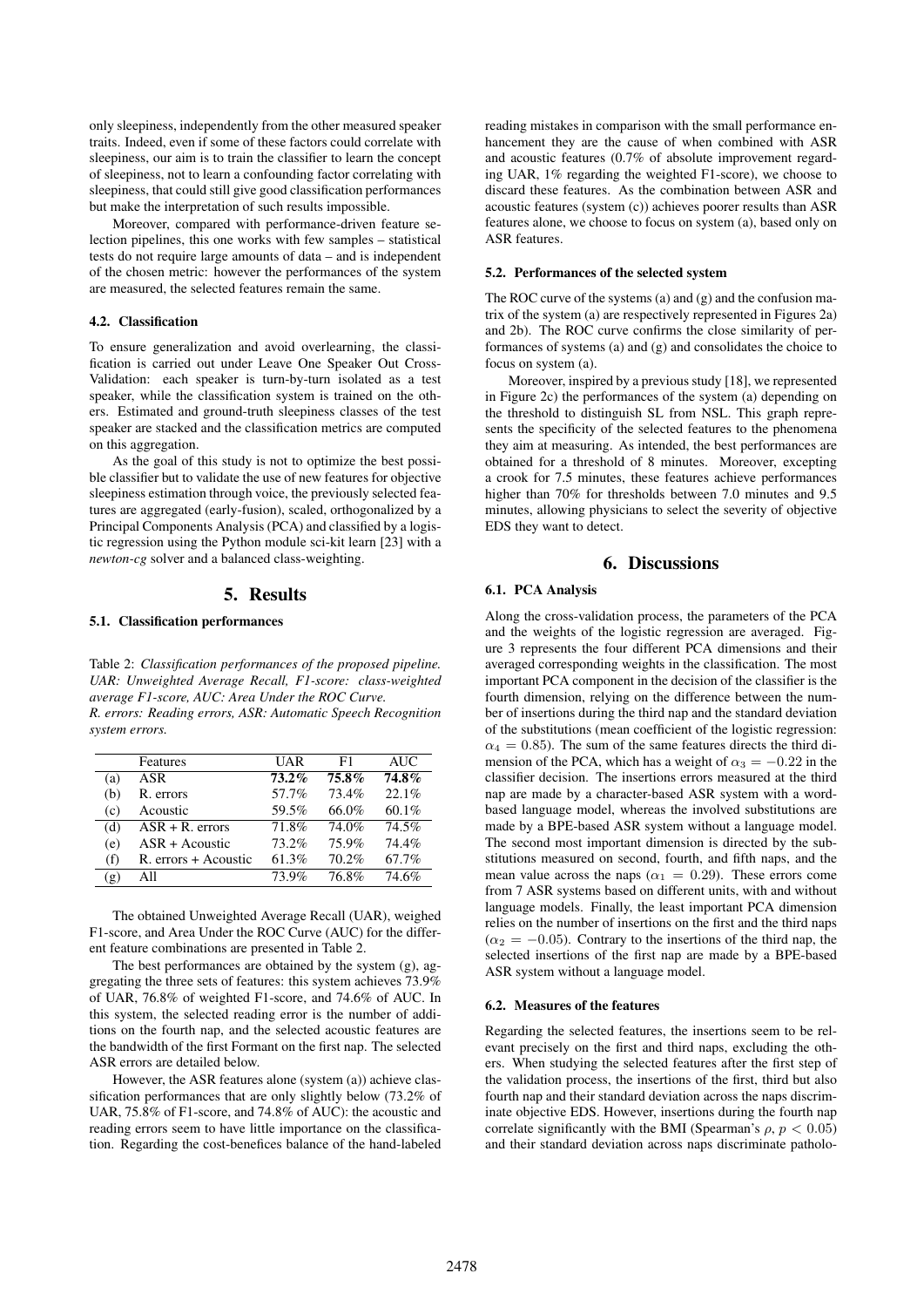only sleepiness, independently from the other measured speaker traits. Indeed, even if some of these factors could correlate with sleepiness, our aim is to train the classifier to learn the concept of sleepiness, not to learn a confounding factor correlating with sleepiness, that could still give good classification performances but make the interpretation of such results impossible.

Moreover, compared with performance-driven feature selection pipelines, this one works with few samples – statistical tests do not require large amounts of data – and is independent of the chosen metric: however the performances of the system are measured, the selected features remain the same.

### 4.2. Classification

To ensure generalization and avoid overlearning, the classification is carried out under Leave One Speaker Out Cross-Validation: each speaker is turn-by-turn isolated as a test speaker, while the classification system is trained on the others. Estimated and ground-truth sleepiness classes of the test speaker are stacked and the classification metrics are computed on this aggregation.

As the goal of this study is not to optimize the best possible classifier but to validate the use of new features for objective sleepiness estimation through voice, the previously selected features are aggregated (early-fusion), scaled, orthogonalized by a Principal Components Analysis (PCA) and classified by a logistic regression using the Python module sci-kit learn [23] with a *newton-cg* solver and a balanced class-weighting.

## 5. Results

### 5.1. Classification performances

Table 2: *Classification performances of the proposed pipeline. UAR: Unweighted Average Recall, F1-score: class-weighted average F1-score, AUC: Area Under the ROC Curve. R. errors: Reading errors, ASR: Automatic Speech Recognition system errors.*

| | Features | UAR | F1 | AUC |
|---|---|---|---|---|
| (a) | ASR | **73.2%** | **75.8%** | **74.8%** |
| (b) | R. errors | 57.7% | 73.4% | 22.1% |
| (c) | Acoustic | 59.5% | 66.0% | 60.1% |
| (d) | ASR + R. errors | 71.8% | 74.0% | 74.5% |
| (e) | ASR + Acoustic | 73.2% | 75.9% | 74.4% |
| (f) | R. errors + Acoustic | 61.3% | 70.2% | 67.7% |
| (g) | All | 73.9% | 76.8% | 74.6% |

The obtained Unweighted Average Recall (UAR), weighed F1-score, and Area Under the ROC Curve (AUC) for the different feature combinations are presented in Table 2.

The best performances are obtained by the system (g), aggregating the three sets of features: this system achieves 73.9% of UAR, 76.8% of weighted F1-score, and 74.6% of AUC. In this system, the selected reading error is the number of additions on the fourth nap, and the selected acoustic features are the bandwidth of the first Formant on the first nap. The selected ASR errors are detailed below.

However, the ASR features alone (system (a)) achieve classification performances that are only slightly below (73.2% of UAR, 75.8% of F1-score, and 74.8% of AUC): the acoustic and reading errors seem to have little importance on the classification. Regarding the cost-benefices balance of the hand-labeled reading mistakes in comparison with the small performance enhancement they are the cause of when combined with ASR and acoustic features (0.7% of absolute improvement regarding UAR, 1% regarding the weighted F1-score), we choose to discard these features. As the combination between ASR and acoustic features (system (c)) achieves poorer results than ASR features alone, we choose to focus on system (a), based only on ASR features.

### 5.2. Performances of the selected system

The ROC curve of the systems (a) and (g) and the confusion matrix of the system (a) are respectively represented in Figures 2a) and 2b). The ROC curve confirms the close similarity of performances of systems (a) and (g) and consolidates the choice to focus on system (a).

Moreover, inspired by a previous study [18], we represented in Figure 2c) the performances of the system (a) depending on the threshold to distinguish SL from NSL. This graph represents the specificity of the selected features to the phenomena they aim at measuring. As intended, the best performances are obtained for a threshold of 8 minutes. Moreover, excepting a crook for 7.5 minutes, these features achieve performances higher than 70% for thresholds between 7.0 minutes and 9.5 minutes, allowing physicians to select the severity of objective EDS they want to detect.

## 6. Discussions

### 6.1. PCA Analysis

Along the cross-validation process, the parameters of the PCA and the weights of the logistic regression are averaged. Figure 3 represents the four different PCA dimensions and their averaged corresponding weights in the classification. The most important PCA component in the decision of the classifier is the fourth dimension, relying on the difference between the number of insertions during the third nap and the standard deviation of the substitutions (mean coefficient of the logistic regression: $\alpha_4 = 0.85$). The sum of the same features directs the third dimension of the PCA, which has a weight of $\alpha_3 = -0.22$ in the classifier decision. The insertions errors measured at the third nap are made by a character-based ASR system with a word-based language model, whereas the involved substitutions are made by a BPE-based ASR system without a language model. The second most important dimension is directed by the substitutions measured on second, fourth, and fifth naps, and the mean value across the naps ($\alpha_1 = 0.29$). These errors come from 7 ASR systems based on different units, with and without language models. Finally, the least important PCA dimension relies on the number of insertions on the first and the third naps ($\alpha_2 = -0.05$). Contrary to the insertions of the third nap, the selected insertions of the first nap are made by a BPE-based ASR system without a language model.

### 6.2. Measures of the features

Regarding the selected features, the insertions seem to be relevant precisely on the first and third naps, excluding the others. When studying the selected features after the first step of the validation process, the insertions of the first, third but also fourth nap and their standard deviation across the naps discriminate objective EDS. However, insertions during the fourth nap correlate significantly with the BMI (Spearman's $\rho$, $p < 0.05$) and their standard deviation across naps discriminate patholo-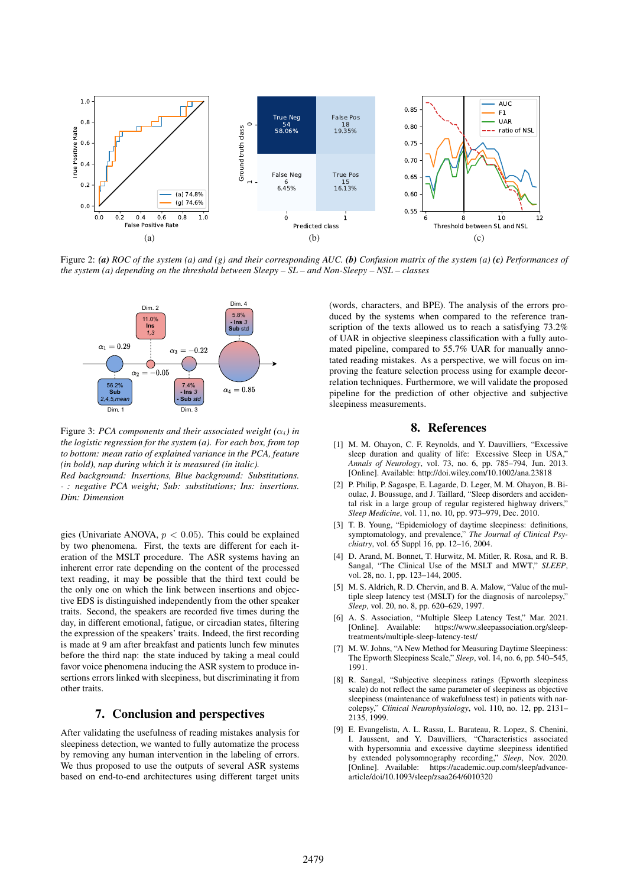Figure 2: ***(a)*** *ROC of the system (a) and (g) and their corresponding AUC.* ***(b)*** *Confusion matrix of the system (a)* ***(c)*** *Performances of the system (a) depending on the threshold between Sleepy – SL – and Non-Sleepy – NSL – classes*

Figure 3: *PCA components and their associated weight ($\alpha_i$) in the logistic regression for the system (a). For each box, from top to bottom: mean ratio of explained variance in the PCA, feature (in bold), nap during which it is measured (in italic).*
*Red background: Insertions, Blue background: Substitutions.*
*- : negative PCA weight; Sub: substitutions; Ins: insertions.*
*Dim: Dimension*

gies (Univariate ANOVA, $p < 0.05$). This could be explained by two phenomena. First, the texts are different for each iteration of the MSLT procedure. The ASR systems having an inherent error rate depending on the content of the processed text reading, it may be possible that the third text could be the only one on which the link between insertions and objective EDS is distinguished independently from the other speaker traits. Second, the speakers are recorded five times during the day, in different emotional, fatigue, or circadian states, filtering the expression of the speakers' traits. Indeed, the first recording is made at 9 am after breakfast and patients lunch few minutes before the third nap: the state induced by taking a meal could favor voice phenomena inducing the ASR system to produce insertions errors linked with sleepiness, but discriminating it from other traits.

## 7. Conclusion and perspectives

After validating the usefulness of reading mistakes analysis for sleepiness detection, we wanted to fully automatize the process by removing any human intervention in the labeling of errors. We thus proposed to use the outputs of several ASR systems based on end-to-end architectures using different target units (words, characters, and BPE). The analysis of the errors produced by the systems when compared to the reference transcription of the texts allowed us to reach a satisfying 73.2% of UAR in objective sleepiness classification with a fully automated pipeline, compared to 55.7% UAR for manually annotated reading mistakes. As a perspective, we will focus on improving the feature selection process using for example decorrelation techniques. Furthermore, we will validate the proposed pipeline for the prediction of other objective and subjective sleepiness measurements.

## 8. References

[1] M. M. Ohayon, C. F. Reynolds, and Y. Dauvilliers, "Excessive sleep duration and quality of life: Excessive Sleep in USA," *Annals of Neurology*, vol. 73, no. 6, pp. 785–794, Jun. 2013. [Online]. Available: http://doi.wiley.com/10.1002/ana.23818

[2] P. Philip, P. Sagaspe, E. Lagarde, D. Leger, M. M. Ohayon, B. Bioulac, J. Boussuge, and J. Taillard, "Sleep disorders and accidental risk in a large group of regular registered highway drivers," *Sleep Medicine*, vol. 11, no. 10, pp. 973–979, Dec. 2010.

[3] T. B. Young, "Epidemiology of daytime sleepiness: definitions, symptomatology, and prevalence," *The Journal of Clinical Psychiatry*, vol. 65 Suppl 16, pp. 12–16, 2004.

[4] D. Arand, M. Bonnet, T. Hurwitz, M. Mitler, R. Rosa, and R. B. Sangal, "The Clinical Use of the MSLT and MWT," *SLEEP*, vol. 28, no. 1, pp. 123–144, 2005.

[5] M. S. Aldrich, R. D. Chervin, and B. A. Malow, "Value of the multiple sleep latency test (MSLT) for the diagnosis of narcolepsy," *Sleep*, vol. 20, no. 8, pp. 620–629, 1997.

[6] A. S. Association, "Multiple Sleep Latency Test," Mar. 2021. [Online]. Available: https://www.sleepassociation.org/sleep-treatments/multiple-sleep-latency-test/

[7] M. W. Johns, "A New Method for Measuring Daytime Sleepiness: The Epworth Sleepiness Scale," *Sleep*, vol. 14, no. 6, pp. 540–545, 1991.

[8] R. Sangal, "Subjective sleepiness ratings (Epworth sleepiness scale) do not reflect the same parameter of sleepiness as objective sleepiness (maintenance of wakefulness test) in patients with narcolepsy," *Clinical Neurophysiology*, vol. 110, no. 12, pp. 2131–2135, 1999.

[9] E. Evangelista, A. L. Rassu, L. Barateau, R. Lopez, S. Chenini, I. Jaussent, and Y. Dauvilliers, "Characteristics associated with hypersomnia and excessive daytime sleepiness identified by extended polysomnography recording," *Sleep*, Nov. 2020. [Online]. Available: https://academic.oup.com/sleep/advance-article/doi/10.1093/sleep/zsaa264/6010320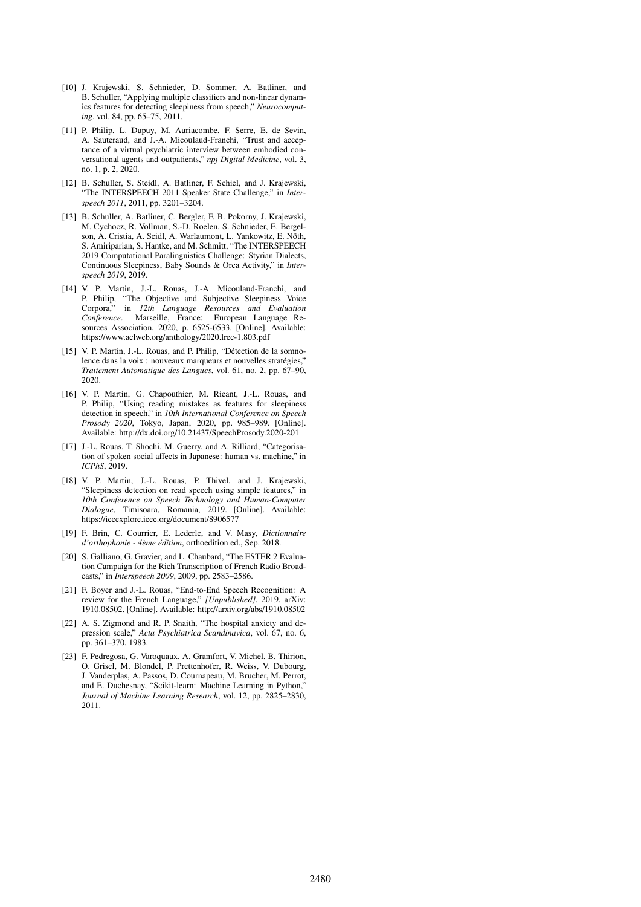[10] J. Krajewski, S. Schnieder, D. Sommer, A. Batliner, and B. Schuller, "Applying multiple classifiers and non-linear dynamics features for detecting sleepiness from speech," *Neurocomputing*, vol. 84, pp. 65–75, 2011.

[11] P. Philip, L. Dupuy, M. Auriacombe, F. Serre, E. de Sevin, A. Sauteraud, and J.-A. Micoulaud-Franchi, "Trust and acceptance of a virtual psychiatric interview between embodied conversational agents and outpatients," *npj Digital Medicine*, vol. 3, no. 1, p. 2, 2020.

[12] B. Schuller, S. Steidl, A. Batliner, F. Schiel, and J. Krajewski, "The INTERSPEECH 2011 Speaker State Challenge," in *Interspeech 2011*, 2011, pp. 3201–3204.

[13] B. Schuller, A. Batliner, C. Bergler, F. B. Pokorny, J. Krajewski, M. Cychocz, R. Vollman, S.-D. Roelen, S. Schnieder, E. Bergelson, A. Cristia, A. Seidl, A. Warlaumont, L. Yankowitz, E. Nöth, S. Amiriparian, S. Hantke, and M. Schmitt, "The INTERSPEECH 2019 Computational Paralinguistics Challenge: Styrian Dialects, Continuous Sleepiness, Baby Sounds & Orca Activity," in *Interspeech 2019*, 2019.

[14] V. P. Martin, J.-L. Rouas, J.-A. Micoulaud-Franchi, and P. Philip, "The Objective and Subjective Sleepiness Voice Corpora," in *12th Language Resources and Evaluation Conference*. Marseille, France: European Language Resources Association, 2020, p. 6525-6533. [Online]. Available: https://www.aclweb.org/anthology/2020.lrec-1.803.pdf

[15] V. P. Martin, J.-L. Rouas, and P. Philip, "Détection de la somnolence dans la voix : nouveaux marqueurs et nouvelles stratégies," *Traitement Automatique des Langues*, vol. 61, no. 2, pp. 67–90, 2020.

[16] V. P. Martin, G. Chapouthier, M. Rieant, J.-L. Rouas, and P. Philip, "Using reading mistakes as features for sleepiness detection in speech," in *10th International Conference on Speech Prosody 2020*, Tokyo, Japan, 2020, pp. 985–989. [Online]. Available: http://dx.doi.org/10.21437/SpeechProsody.2020-201

[17] J.-L. Rouas, T. Shochi, M. Guerry, and A. Rilliard, "Categorisation of spoken social affects in Japanese: human vs. machine," in *ICPhS*, 2019.

[18] V. P. Martin, J.-L. Rouas, P. Thivel, and J. Krajewski, "Sleepiness detection on read speech using simple features," in *10th Conference on Speech Technology and Human-Computer Dialogue*, Timisoara, Romania, 2019. [Online]. Available: https://ieeexplore.ieee.org/document/8906577

[19] F. Brin, C. Courrier, E. Lederle, and V. Masy, *Dictionnaire d'orthophonie - 4ème édition*, orthoedition ed., Sep. 2018.

[20] S. Galliano, G. Gravier, and L. Chaubard, "The ESTER 2 Evaluation Campaign for the Rich Transcription of French Radio Broadcasts," in *Interspeech 2009*, 2009, pp. 2583–2586.

[21] F. Boyer and J.-L. Rouas, "End-to-End Speech Recognition: A review for the French Language," *[Unpublished]*, 2019, arXiv: 1910.08502. [Online]. Available: http://arxiv.org/abs/1910.08502

[22] A. S. Zigmond and R. P. Snaith, "The hospital anxiety and depression scale," *Acta Psychiatrica Scandinavica*, vol. 67, no. 6, pp. 361–370, 1983.

[23] F. Pedregosa, G. Varoquaux, A. Gramfort, V. Michel, B. Thirion, O. Grisel, M. Blondel, P. Prettenhofer, R. Weiss, V. Dubourg, J. Vanderplas, A. Passos, D. Cournapeau, M. Brucher, M. Perrot, and E. Duchesnay, "Scikit-learn: Machine Learning in Python," *Journal of Machine Learning Research*, vol. 12, pp. 2825–2830, 2011.